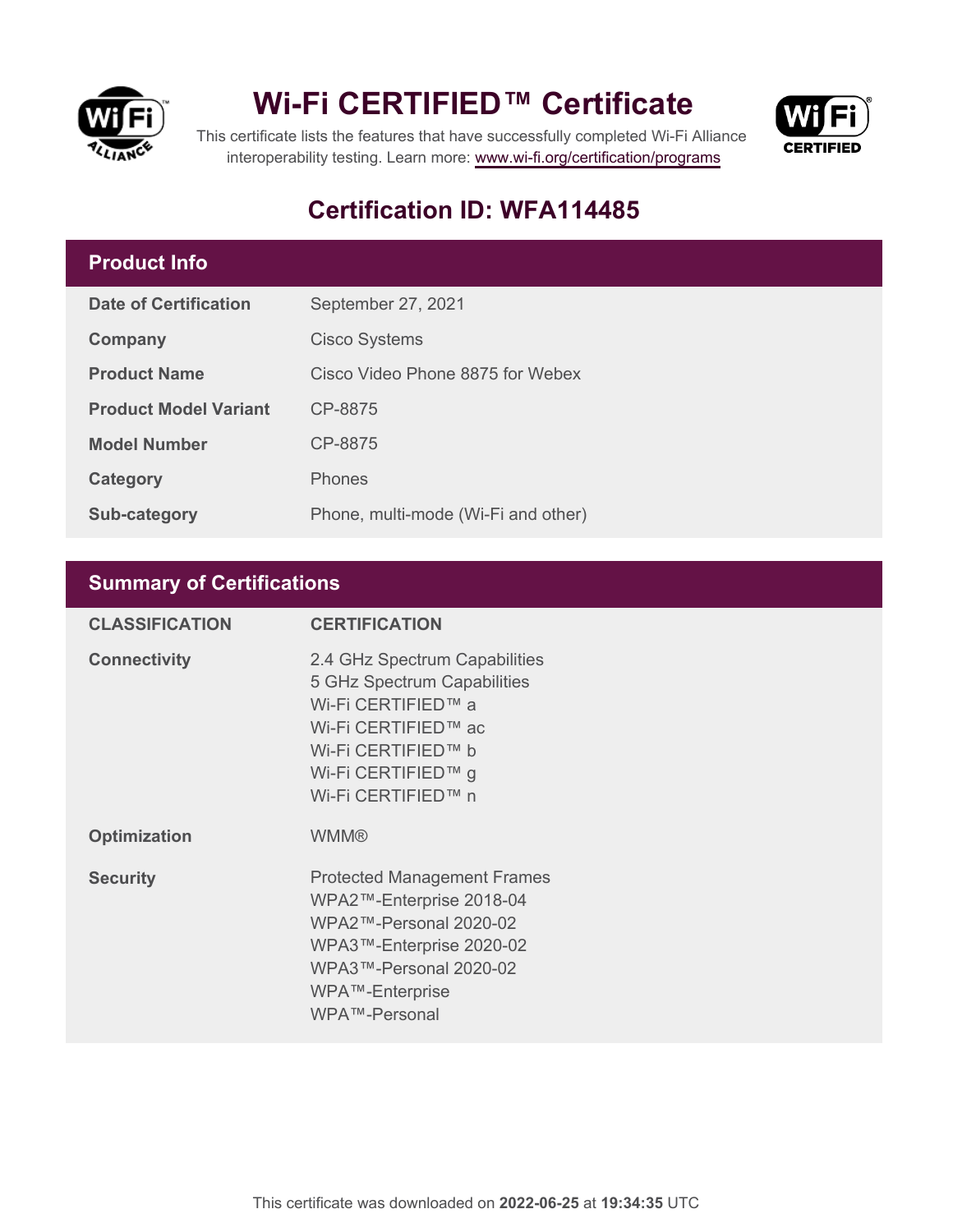# Wi-Fi CERTIFIED™ Certificate

This certificate lists the features that have successfully completed Wi-Fi Alliance interoperability testing. Learn more: www.wi-fi.org/certification/programs

## Certification ID: WFA114485

## Product Info

| | |
|---|---|
| **Date of Certification** | September 27, 2021 |
| **Company** | Cisco Systems |
| **Product Name** | Cisco Video Phone 8875 for Webex |
| **Product Model Variant** | CP-8875 |
| **Model Number** | CP-8875 |
| **Category** | Phones |
| **Sub-category** | Phone, multi-mode (Wi-Fi and other) |

## Summary of Certifications

| CLASSIFICATION | CERTIFICATION |
|---|---|
| **Connectivity** | 2.4 GHz Spectrum Capabilities<br>5 GHz Spectrum Capabilities<br>Wi-Fi CERTIFIED™ a<br>Wi-Fi CERTIFIED™ ac<br>Wi-Fi CERTIFIED™ b<br>Wi-Fi CERTIFIED™ g<br>Wi-Fi CERTIFIED™ n |
| **Optimization** | WMM® |
| **Security** | Protected Management Frames<br>WPA2™-Enterprise 2018-04<br>WPA2™-Personal 2020-02<br>WPA3™-Enterprise 2020-02<br>WPA3™-Personal 2020-02<br>WPA™-Enterprise<br>WPA™-Personal |

This certificate was downloaded on **2022-06-25** at **19:34:35** UTC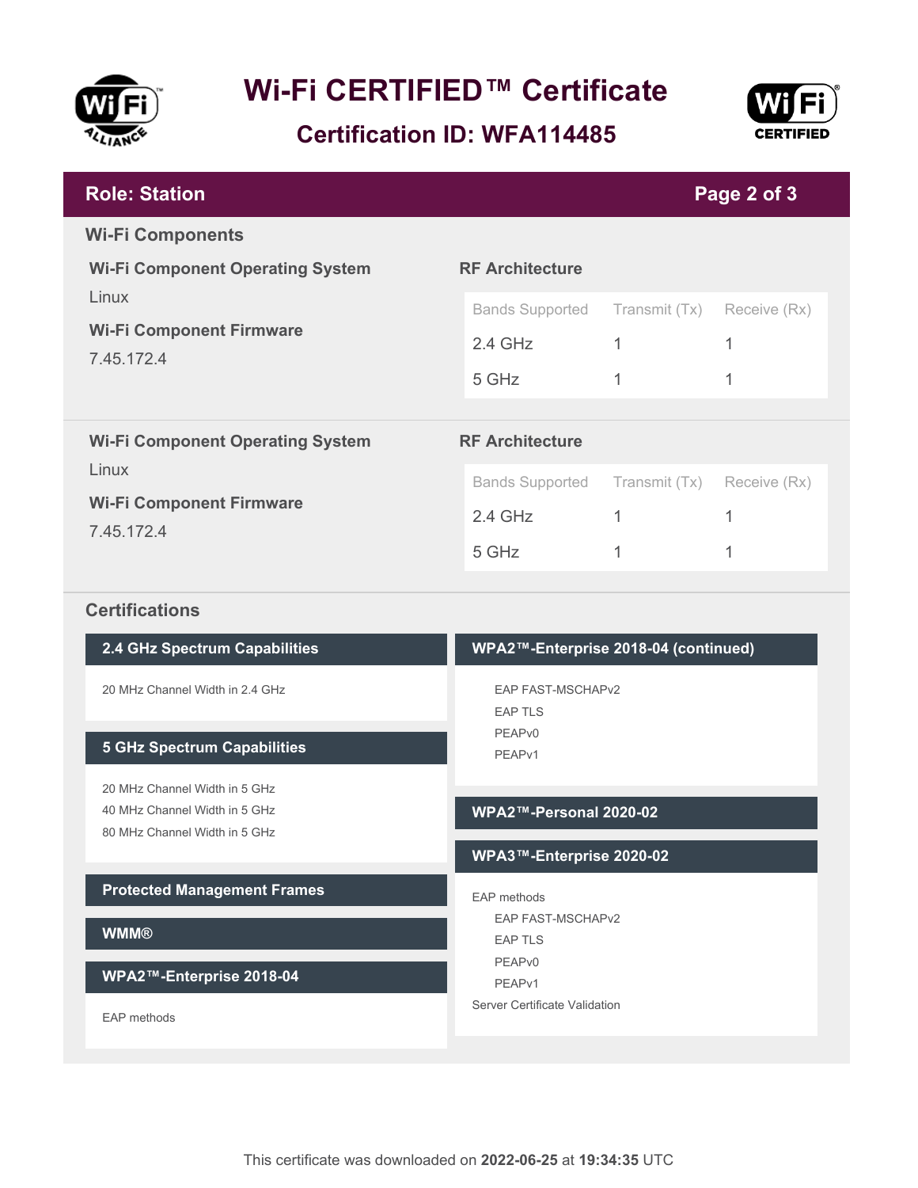# Wi-Fi CERTIFIED™ Certificate

## Certification ID: WFA114485

**Role: Station**

## Wi-Fi Components

**Wi-Fi Component Operating System**

Linux

**Wi-Fi Component Firmware**

7.45.172.4

**RF Architecture**

| Bands Supported | Transmit (Tx) | Receive (Rx) |
| --- | --- | --- |
| 2.4 GHz | 1 | 1 |
| 5 GHz | 1 | 1 |

**Wi-Fi Component Operating System**

Linux

**Wi-Fi Component Firmware**

7.45.172.4

**RF Architecture**

| Bands Supported | Transmit (Tx) | Receive (Rx) |
| --- | --- | --- |
| 2.4 GHz | 1 | 1 |
| 5 GHz | 1 | 1 |

## Certifications

### 2.4 GHz Spectrum Capabilities

20 MHz Channel Width in 2.4 GHz

### 5 GHz Spectrum Capabilities

20 MHz Channel Width in 5 GHz
40 MHz Channel Width in 5 GHz
80 MHz Channel Width in 5 GHz

### Protected Management Frames

### WMM®

### WPA2™-Enterprise 2018-04

EAP methods

### WPA2™-Enterprise 2018-04 (continued)

- EAP FAST-MSCHAPv2
- EAP TLS
- PEAPv0
- PEAPv1

### WPA2™-Personal 2020-02

### WPA3™-Enterprise 2020-02

EAP methods
- EAP FAST-MSCHAPv2
- EAP TLS
- PEAPv0
- PEAPv1

Server Certificate Validation

This certificate was downloaded on **2022-06-25** at **19:34:35** UTC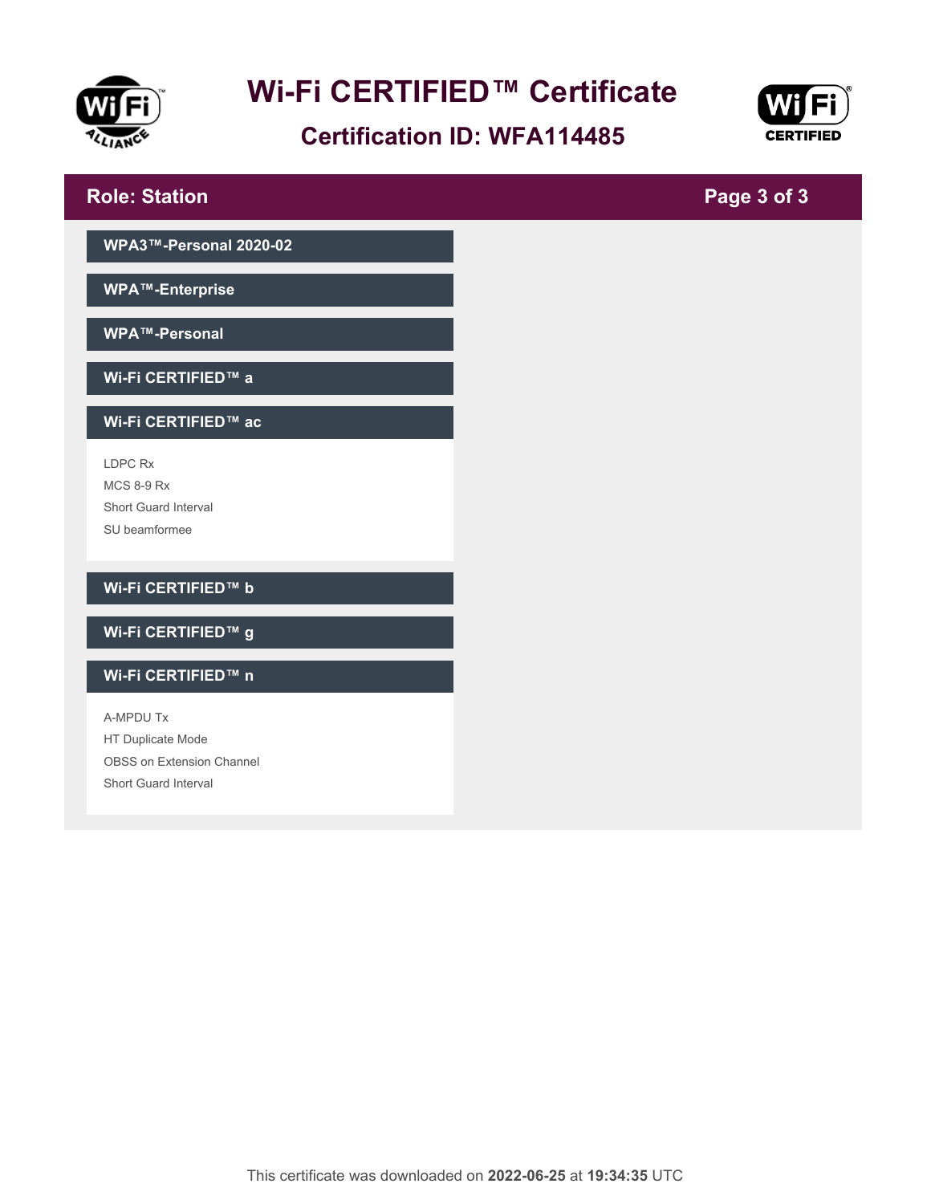# Wi-Fi CERTIFIED™ Certificate

## Certification ID: WFA114485

## Role: Station

### WPA3™-Personal 2020-02

### WPA™-Enterprise

### WPA™-Personal

### Wi-Fi CERTIFIED™ a

### Wi-Fi CERTIFIED™ ac

LDPC Rx
MCS 8-9 Rx
Short Guard Interval
SU beamformee

### Wi-Fi CERTIFIED™ b

### Wi-Fi CERTIFIED™ g

### Wi-Fi CERTIFIED™ n

A-MPDU Tx
HT Duplicate Mode
OBSS on Extension Channel
Short Guard Interval

This certificate was downloaded on **2022-06-25** at **19:34:35** UTC